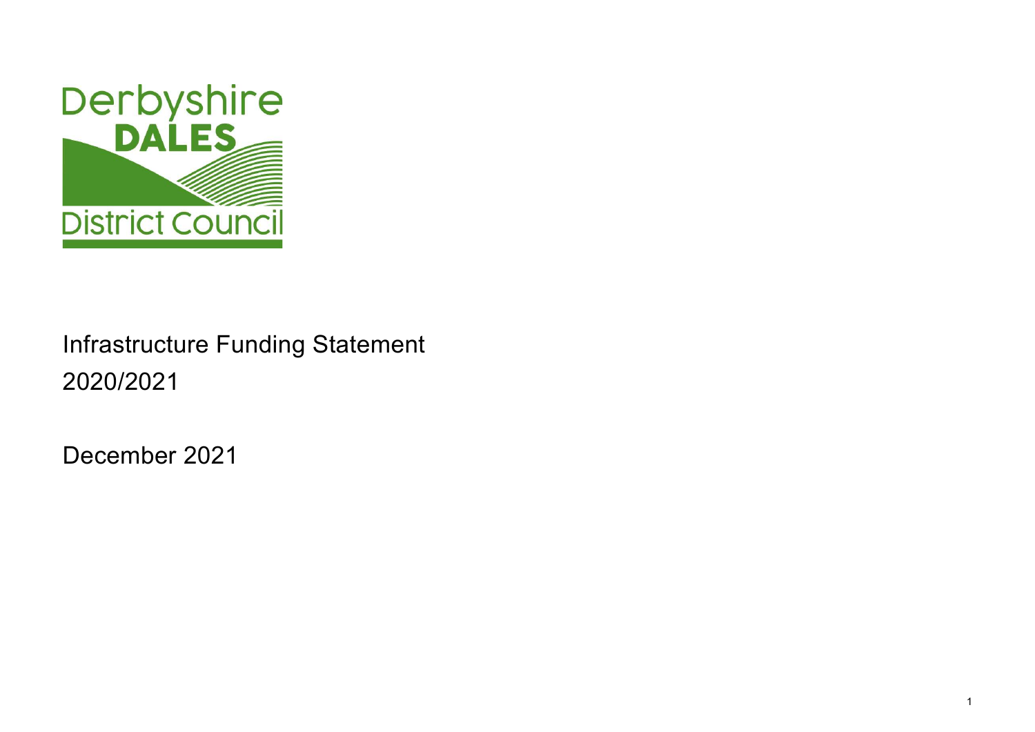Derbyshire
DALES
District Council

# Infrastructure Funding Statement 2020/2021

December 2021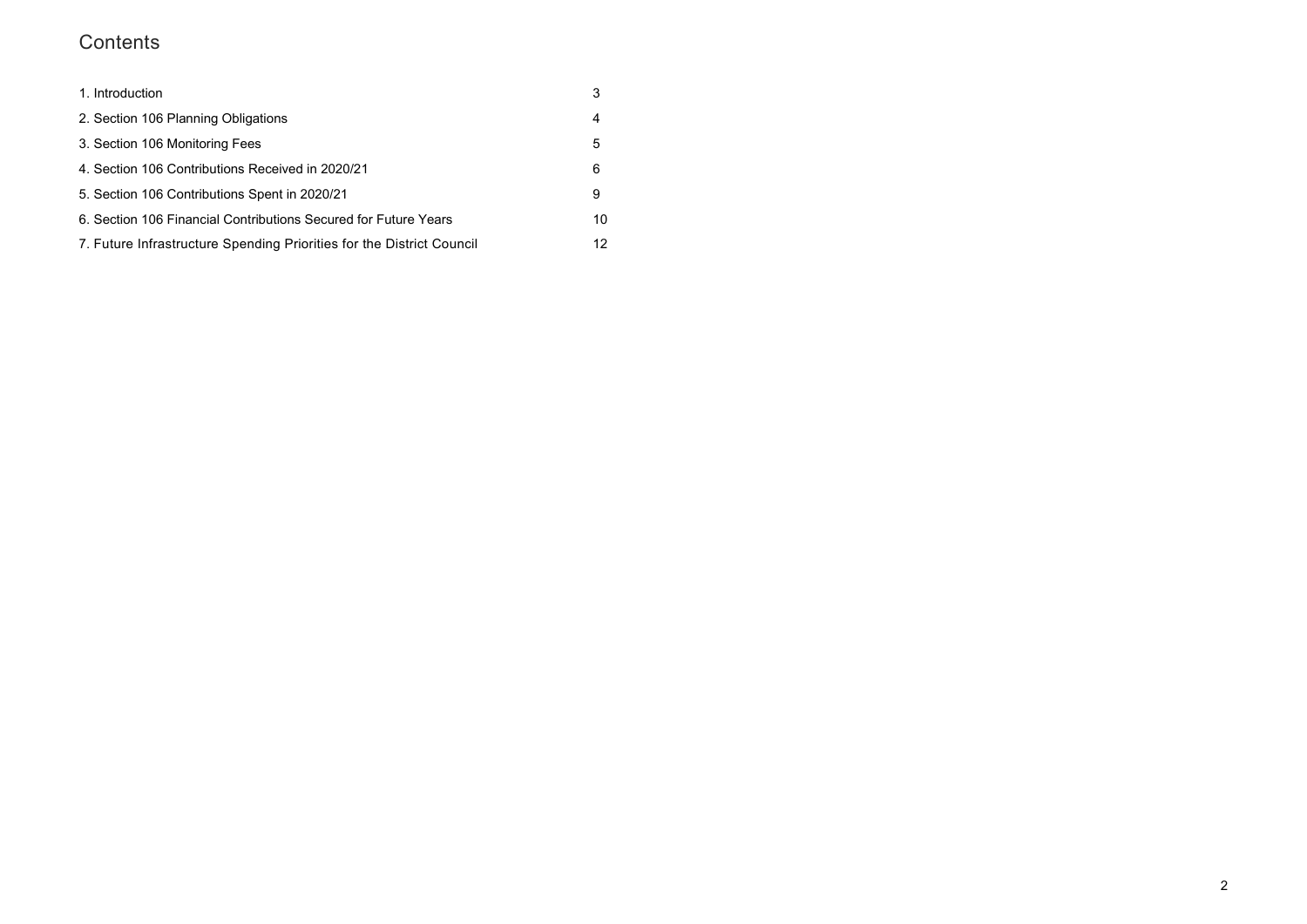# Contents

| | |
|---|---|
| 1. Introduction | 3 |
| 2. Section 106 Planning Obligations | 4 |
| 3. Section 106 Monitoring Fees | 5 |
| 4. Section 106 Contributions Received in 2020/21 | 6 |
| 5. Section 106 Contributions Spent in 2020/21 | 9 |
| 6. Section 106 Financial Contributions Secured for Future Years | 10 |
| 7. Future Infrastructure Spending Priorities for the District Council | 12 |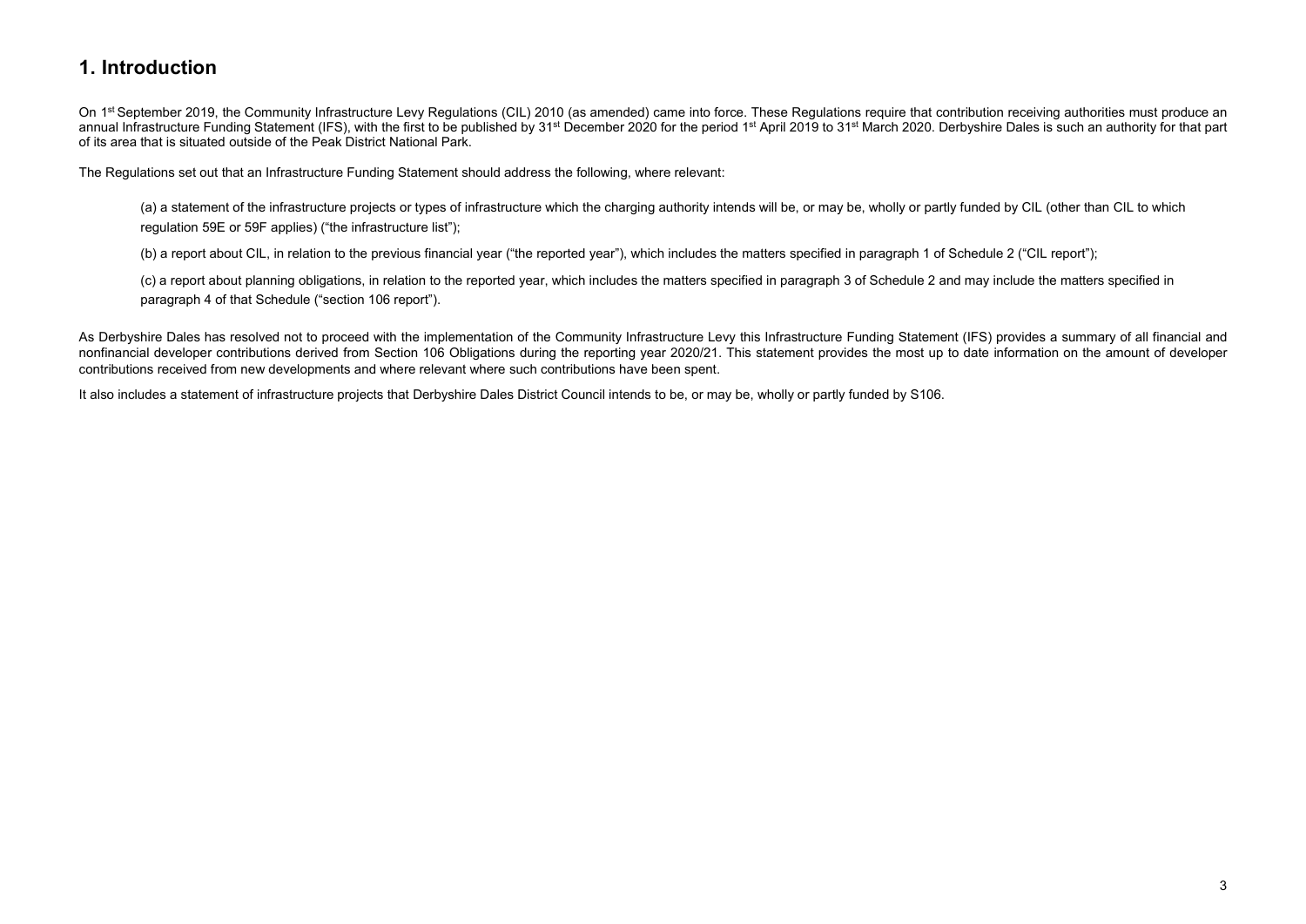# 1. Introduction

On 1st September 2019, the Community Infrastructure Levy Regulations (CIL) 2010 (as amended) came into force. These Regulations require that contribution receiving authorities must produce an annual Infrastructure Funding Statement (IFS), with the first to be published by 31st December 2020 for the period 1st April 2019 to 31st March 2020. Derbyshire Dales is such an authority for that part of its area that is situated outside of the Peak District National Park.

The Regulations set out that an Infrastructure Funding Statement should address the following, where relevant:

> (a) a statement of the infrastructure projects or types of infrastructure which the charging authority intends will be, or may be, wholly or partly funded by CIL (other than CIL to which regulation 59E or 59F applies) ("the infrastructure list");
>
> (b) a report about CIL, in relation to the previous financial year ("the reported year"), which includes the matters specified in paragraph 1 of Schedule 2 ("CIL report");
>
> (c) a report about planning obligations, in relation to the reported year, which includes the matters specified in paragraph 3 of Schedule 2 and may include the matters specified in paragraph 4 of that Schedule ("section 106 report").

As Derbyshire Dales has resolved not to proceed with the implementation of the Community Infrastructure Levy this Infrastructure Funding Statement (IFS) provides a summary of all financial and nonfinancial developer contributions derived from Section 106 Obligations during the reporting year 2020/21. This statement provides the most up to date information on the amount of developer contributions received from new developments and where relevant where such contributions have been spent.

It also includes a statement of infrastructure projects that Derbyshire Dales District Council intends to be, or may be, wholly or partly funded by S106.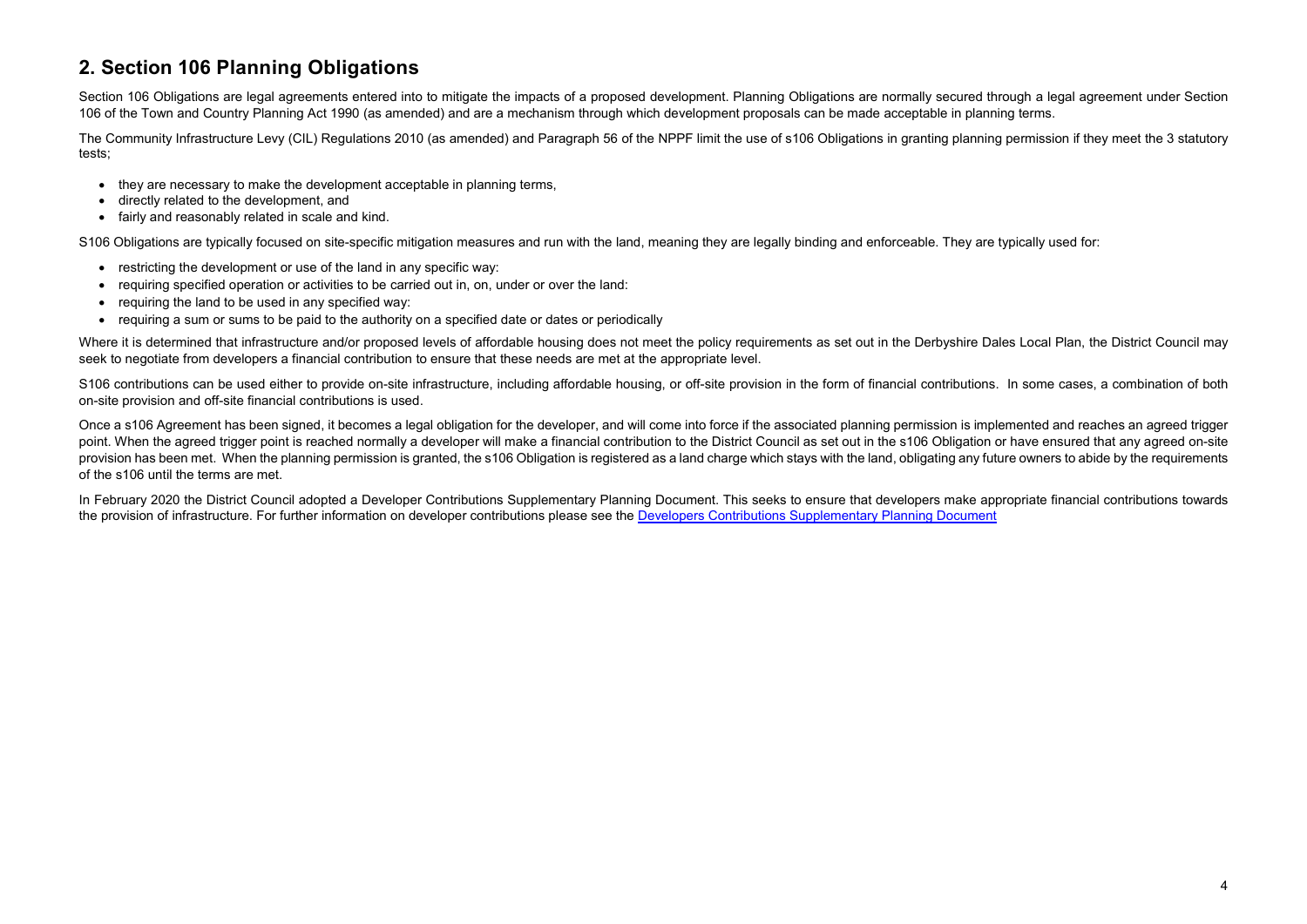## 2. Section 106 Planning Obligations

Section 106 Obligations are legal agreements entered into to mitigate the impacts of a proposed development. Planning Obligations are normally secured through a legal agreement under Section 106 of the Town and Country Planning Act 1990 (as amended) and are a mechanism through which development proposals can be made acceptable in planning terms.

The Community Infrastructure Levy (CIL) Regulations 2010 (as amended) and Paragraph 56 of the NPPF limit the use of s106 Obligations in granting planning permission if they meet the 3 statutory tests;

- they are necessary to make the development acceptable in planning terms,
- directly related to the development, and
- fairly and reasonably related in scale and kind.

S106 Obligations are typically focused on site-specific mitigation measures and run with the land, meaning they are legally binding and enforceable. They are typically used for:

- restricting the development or use of the land in any specific way:
- requiring specified operation or activities to be carried out in, on, under or over the land:
- requiring the land to be used in any specified way:
- requiring a sum or sums to be paid to the authority on a specified date or dates or periodically

Where it is determined that infrastructure and/or proposed levels of affordable housing does not meet the policy requirements as set out in the Derbyshire Dales Local Plan, the District Council may seek to negotiate from developers a financial contribution to ensure that these needs are met at the appropriate level.

S106 contributions can be used either to provide on-site infrastructure, including affordable housing, or off-site provision in the form of financial contributions. In some cases, a combination of both on-site provision and off-site financial contributions is used.

Once a s106 Agreement has been signed, it becomes a legal obligation for the developer, and will come into force if the associated planning permission is implemented and reaches an agreed trigger point. When the agreed trigger point is reached normally a developer will make a financial contribution to the District Council as set out in the s106 Obligation or have ensured that any agreed on-site provision has been met. When the planning permission is granted, the s106 Obligation is registered as a land charge which stays with the land, obligating any future owners to abide by the requirements of the s106 until the terms are met.

In February 2020 the District Council adopted a Developer Contributions Supplementary Planning Document. This seeks to ensure that developers make appropriate financial contributions towards the provision of infrastructure. For further information on developer contributions please see the [Developers Contributions Supplementary Planning Document]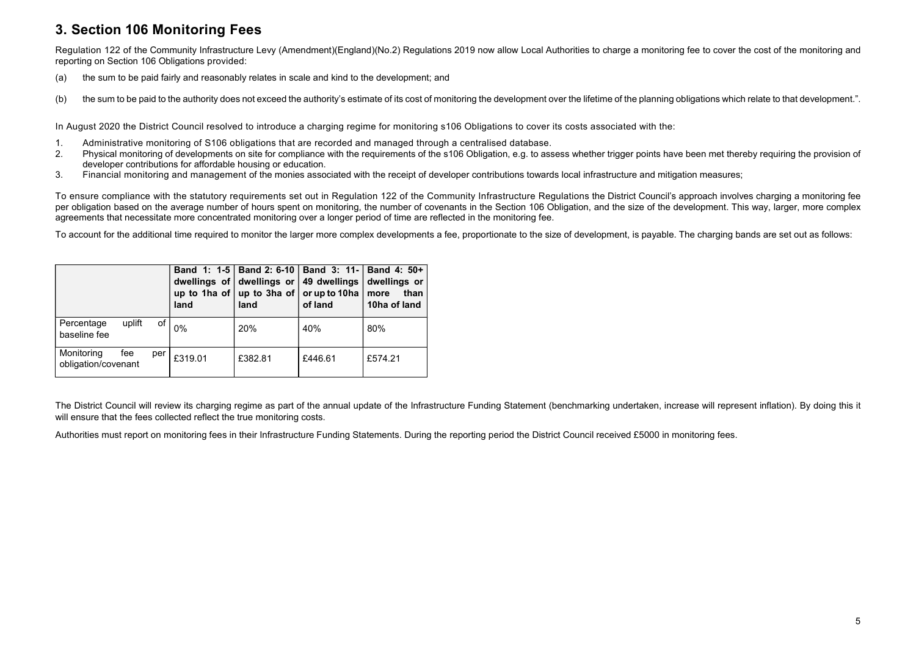## 3. Section 106 Monitoring Fees

Regulation 122 of the Community Infrastructure Levy (Amendment)(England)(No.2) Regulations 2019 now allow Local Authorities to charge a monitoring fee to cover the cost of the monitoring and reporting on Section 106 Obligations provided:

(a) the sum to be paid fairly and reasonably relates in scale and kind to the development; and

(b) the sum to be paid to the authority does not exceed the authority's estimate of its cost of monitoring the development over the lifetime of the planning obligations which relate to that development.".

In August 2020 the District Council resolved to introduce a charging regime for monitoring s106 Obligations to cover its costs associated with the:

1. Administrative monitoring of S106 obligations that are recorded and managed through a centralised database.
2. Physical monitoring of developments on site for compliance with the requirements of the s106 Obligation, e.g. to assess whether trigger points have been met thereby requiring the provision of developer contributions for affordable housing or education.
3. Financial monitoring and management of the monies associated with the receipt of developer contributions towards local infrastructure and mitigation measures;

To ensure compliance with the statutory requirements set out in Regulation 122 of the Community Infrastructure Regulations the District Council's approach involves charging a monitoring fee per obligation based on the average number of hours spent on monitoring, the number of covenants in the Section 106 Obligation, and the size of the development. This way, larger, more complex agreements that necessitate more concentrated monitoring over a longer period of time are reflected in the monitoring fee.

To account for the additional time required to monitor the larger more complex developments a fee, proportionate to the size of development, is payable. The charging bands are set out as follows:

| | **Band 1: 1-5 dwellings of up to 1ha of land** | **Band 2: 6-10 dwellings or up to 3ha of land** | **Band 3: 11-49 dwellings or up to 10ha of land** | **Band 4: 50+ dwellings or more than 10ha of land** |
|---|---|---|---|---|
| Percentage uplift of baseline fee | 0% | 20% | 40% | 80% |
| Monitoring fee per obligation/covenant | £319.01 | £382.81 | £446.61 | £574.21 |

The District Council will review its charging regime as part of the annual update of the Infrastructure Funding Statement (benchmarking undertaken, increase will represent inflation). By doing this it will ensure that the fees collected reflect the true monitoring costs.

Authorities must report on monitoring fees in their Infrastructure Funding Statements. During the reporting period the District Council received £5000 in monitoring fees.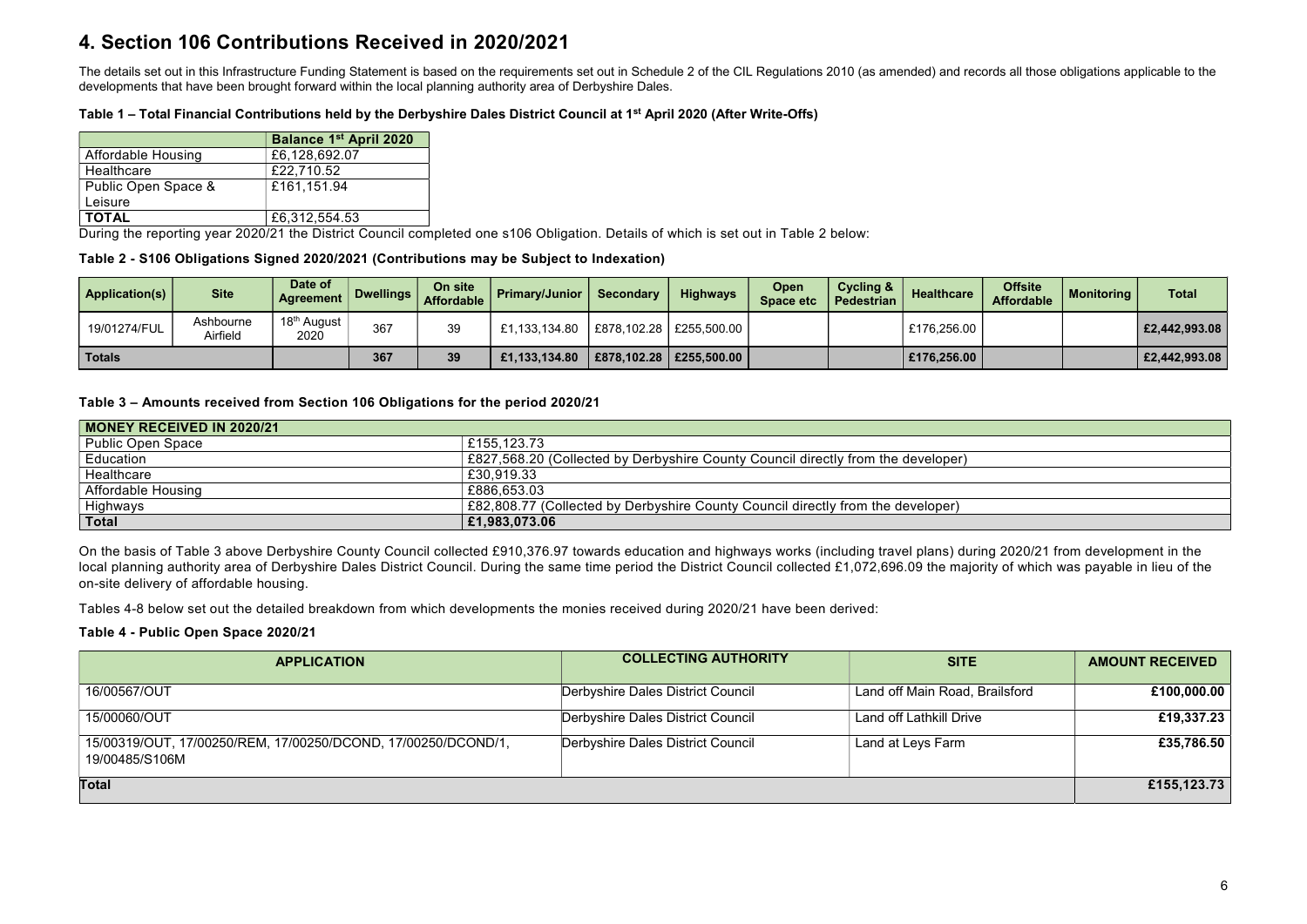# 4. Section 106 Contributions Received in 2020/2021

The details set out in this Infrastructure Funding Statement is based on the requirements set out in Schedule 2 of the CIL Regulations 2010 (as amended) and records all those obligations applicable to the developments that have been brought forward within the local planning authority area of Derbyshire Dales.

**Table 1 – Total Financial Contributions held by the Derbyshire Dales District Council at 1st April 2020 (After Write-Offs)**

| | Balance 1st April 2020 |
|---|---|
| Affordable Housing | £6,128,692.07 |
| Healthcare | £22,710.52 |
| Public Open Space & Leisure | £161,151.94 |
| **TOTAL** | £6,312,554.53 |

During the reporting year 2020/21 the District Council completed one s106 Obligation. Details of which is set out in Table 2 below:

**Table 2 - S106 Obligations Signed 2020/2021 (Contributions may be Subject to Indexation)**

| Application(s) | Site | Date of Agreement | Dwellings | On site Affordable | Primary/Junior | Secondary | Highways | Open Space etc | Cycling & Pedestrian | Healthcare | Offsite Affordable | Monitoring | Total |
|---|---|---|---|---|---|---|---|---|---|---|---|---|---|
| 19/01274/FUL | Ashbourne Airfield | 18th August 2020 | 367 | 39 | £1,133,134.80 | £878,102.28 | £255,500.00 | | | £176,256.00 | | | £2,442,993.08 |
| **Totals** | | | 367 | 39 | £1,133,134.80 | £878,102.28 | £255,500.00 | | | £176,256.00 | | | £2,442,993.08 |

**Table 3 – Amounts received from Section 106 Obligations for the period 2020/21**

| MONEY RECEIVED IN 2020/21 | |
|---|---|
| Public Open Space | £155,123.73 |
| Education | £827,568.20 (Collected by Derbyshire County Council directly from the developer) |
| Healthcare | £30,919.33 |
| Affordable Housing | £886,653.03 |
| Highways | £82,808.77 (Collected by Derbyshire County Council directly from the developer) |
| **Total** | **£1,983,073.06** |

On the basis of Table 3 above Derbyshire County Council collected £910,376.97 towards education and highways works (including travel plans) during 2020/21 from development in the local planning authority area of Derbyshire Dales District Council. During the same time period the District Council collected £1,072,696.09 the majority of which was payable in lieu of the on-site delivery of affordable housing.

Tables 4-8 below set out the detailed breakdown from which developments the monies received during 2020/21 have been derived:

**Table 4 - Public Open Space 2020/21**

| APPLICATION | COLLECTING AUTHORITY | SITE | AMOUNT RECEIVED |
|---|---|---|---|
| 16/00567/OUT | Derbyshire Dales District Council | Land off Main Road, Brailsford | £100,000.00 |
| 15/00060/OUT | Derbyshire Dales District Council | Land off Lathkill Drive | £19,337.23 |
| 15/00319/OUT, 17/00250/REM, 17/00250/DCOND, 17/00250/DCOND/1, 19/00485/S106M | Derbyshire Dales District Council | Land at Leys Farm | £35,786.50 |
| **Total** | | | **£155,123.73** |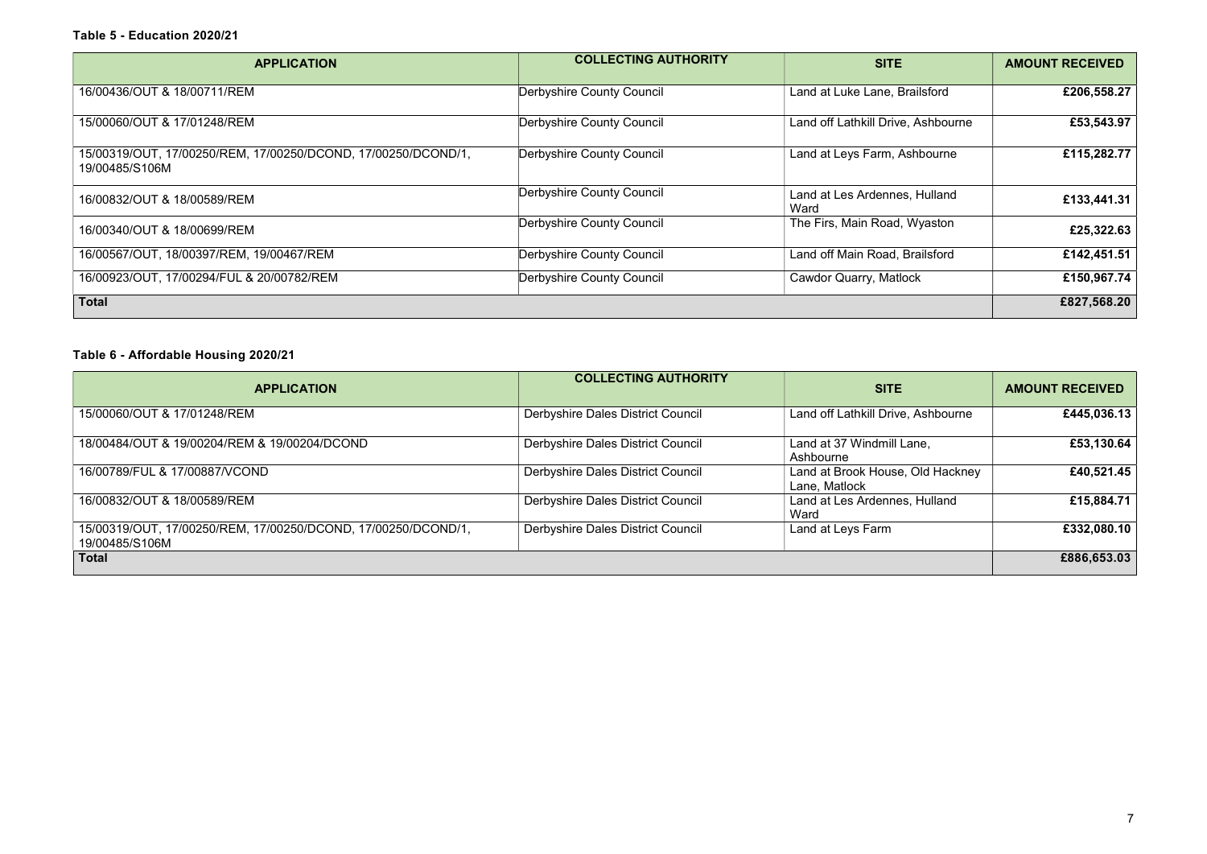**Table 5 - Education 2020/21**

| APPLICATION | COLLECTING AUTHORITY | SITE | AMOUNT RECEIVED |
|---|---|---|---|
| 16/00436/OUT & 18/00711/REM | Derbyshire County Council | Land at Luke Lane, Brailsford | £206,558.27 |
| 15/00060/OUT & 17/01248/REM | Derbyshire County Council | Land off Lathkill Drive, Ashbourne | £53,543.97 |
| 15/00319/OUT, 17/00250/REM, 17/00250/DCOND, 17/00250/DCOND/1, 19/00485/S106M | Derbyshire County Council | Land at Leys Farm, Ashbourne | £115,282.77 |
| 16/00832/OUT & 18/00589/REM | Derbyshire County Council | Land at Les Ardennes, Hulland Ward | £133,441.31 |
| 16/00340/OUT & 18/00699/REM | Derbyshire County Council | The Firs, Main Road, Wyaston | £25,322.63 |
| 16/00567/OUT, 18/00397/REM, 19/00467/REM | Derbyshire County Council | Land off Main Road, Brailsford | £142,451.51 |
| 16/00923/OUT, 17/00294/FUL & 20/00782/REM | Derbyshire County Council | Cawdor Quarry, Matlock | £150,967.74 |
| **Total** | | | **£827,568.20** |

**Table 6 - Affordable Housing 2020/21**

| APPLICATION | COLLECTING AUTHORITY | SITE | AMOUNT RECEIVED |
|---|---|---|---|
| 15/00060/OUT & 17/01248/REM | Derbyshire Dales District Council | Land off Lathkill Drive, Ashbourne | £445,036.13 |
| 18/00484/OUT & 19/00204/REM & 19/00204/DCOND | Derbyshire Dales District Council | Land at 37 Windmill Lane, Ashbourne | £53,130.64 |
| 16/00789/FUL & 17/00887/VCOND | Derbyshire Dales District Council | Land at Brook House, Old Hackney Lane, Matlock | £40,521.45 |
| 16/00832/OUT & 18/00589/REM | Derbyshire Dales District Council | Land at Les Ardennes, Hulland Ward | £15,884.71 |
| 15/00319/OUT, 17/00250/REM, 17/00250/DCOND, 17/00250/DCOND/1, 19/00485/S106M | Derbyshire Dales District Council | Land at Leys Farm | £332,080.10 |
| **Total** | | | **£886,653.03** |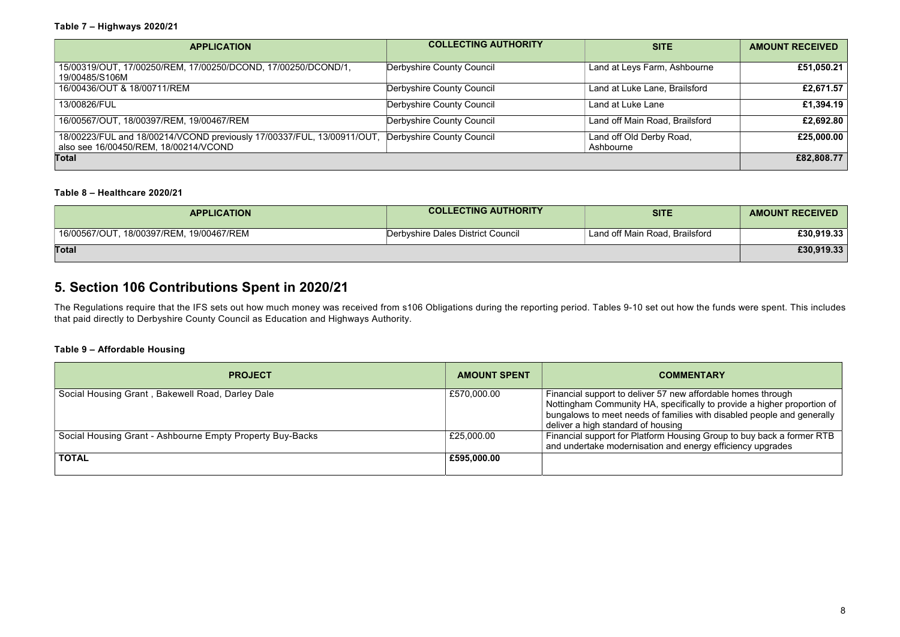**Table 7 – Highways 2020/21**

| APPLICATION | COLLECTING AUTHORITY | SITE | AMOUNT RECEIVED |
|---|---|---|---|
| 15/00319/OUT, 17/00250/REM, 17/00250/DCOND, 17/00250/DCOND/1, 19/00485/S106M | Derbyshire County Council | Land at Leys Farm, Ashbourne | £51,050.21 |
| 16/00436/OUT & 18/00711/REM | Derbyshire County Council | Land at Luke Lane, Brailsford | £2,671.57 |
| 13/00826/FUL | Derbyshire County Council | Land at Luke Lane | £1,394.19 |
| 16/00567/OUT, 18/00397/REM, 19/00467/REM | Derbyshire County Council | Land off Main Road, Brailsford | £2,692.80 |
| 18/00223/FUL and 18/00214/VCOND previously 17/00337/FUL, 13/00911/OUT, also see 16/00450/REM, 18/00214/VCOND | Derbyshire County Council | Land off Old Derby Road, Ashbourne | £25,000.00 |
| **Total** | | | **£82,808.77** |

**Table 8 – Healthcare 2020/21**

| APPLICATION | COLLECTING AUTHORITY | SITE | AMOUNT RECEIVED |
|---|---|---|---|
| 16/00567/OUT, 18/00397/REM, 19/00467/REM | Derbyshire Dales District Council | Land off Main Road, Brailsford | £30,919.33 |
| **Total** | | | **£30,919.33** |

## 5. Section 106 Contributions Spent in 2020/21

The Regulations require that the IFS sets out how much money was received from s106 Obligations during the reporting period. Tables 9-10 set out how the funds were spent. This includes that paid directly to Derbyshire County Council as Education and Highways Authority.

**Table 9 – Affordable Housing**

| PROJECT | AMOUNT SPENT | COMMENTARY |
|---|---|---|
| Social Housing Grant , Bakewell Road, Darley Dale | £570,000.00 | Financial support to deliver 57 new affordable homes through Nottingham Community HA, specifically to provide a higher proportion of bungalows to meet needs of families with disabled people and generally deliver a high standard of housing |
| Social Housing Grant - Ashbourne Empty Property Buy-Backs | £25,000.00 | Financial support for Platform Housing Group to buy back a former RTB and undertake modernisation and energy efficiency upgrades |
| **TOTAL** | **£595,000.00** | |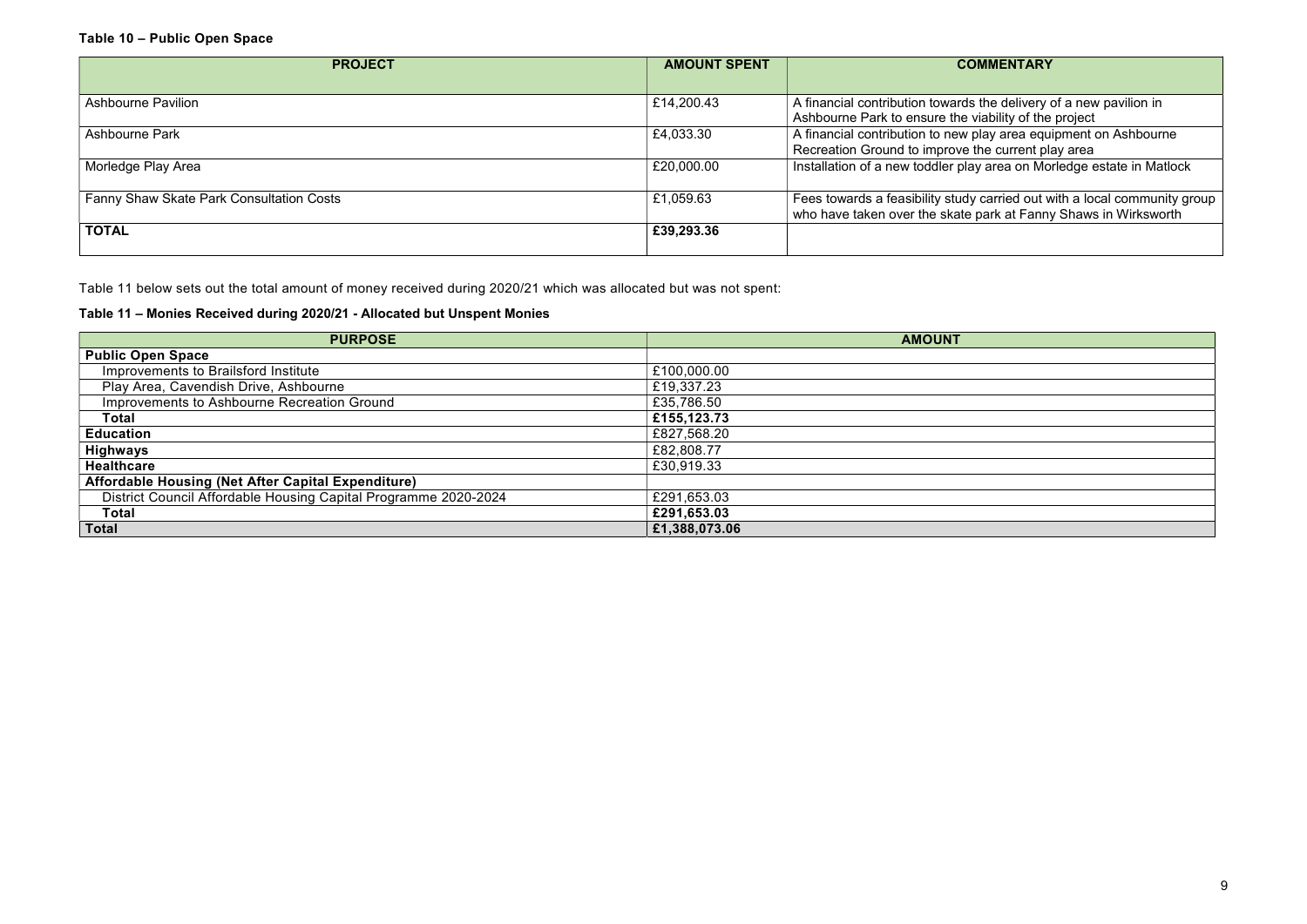**Table 10 – Public Open Space**

| PROJECT | AMOUNT SPENT | COMMENTARY |
|---|---|---|
| Ashbourne Pavilion | £14,200.43 | A financial contribution towards the delivery of a new pavilion in Ashbourne Park to ensure the viability of the project |
| Ashbourne Park | £4,033.30 | A financial contribution to new play area equipment on Ashbourne Recreation Ground to improve the current play area |
| Morledge Play Area | £20,000.00 | Installation of a new toddler play area on Morledge estate in Matlock |
| Fanny Shaw Skate Park Consultation Costs | £1,059.63 | Fees towards a feasibility study carried out with a local community group who have taken over the skate park at Fanny Shaws in Wirksworth |
| **TOTAL** | **£39,293.36** | |

Table 11 below sets out the total amount of money received during 2020/21 which was allocated but was not spent:

**Table 11 – Monies Received during 2020/21 - Allocated but Unspent Monies**

| PURPOSE | AMOUNT |
|---|---|
| **Public Open Space** | |
| Improvements to Brailsford Institute | £100,000.00 |
| Play Area, Cavendish Drive, Ashbourne | £19,337.23 |
| Improvements to Ashbourne Recreation Ground | £35,786.50 |
| **Total** | **£155,123.73** |
| **Education** | £827,568.20 |
| **Highways** | £82,808.77 |
| **Healthcare** | £30,919.33 |
| **Affordable Housing (Net After Capital Expenditure)** | |
| District Council Affordable Housing Capital Programme 2020-2024 | £291,653.03 |
| **Total** | **£291,653.03** |
| **Total** | **£1,388,073.06** |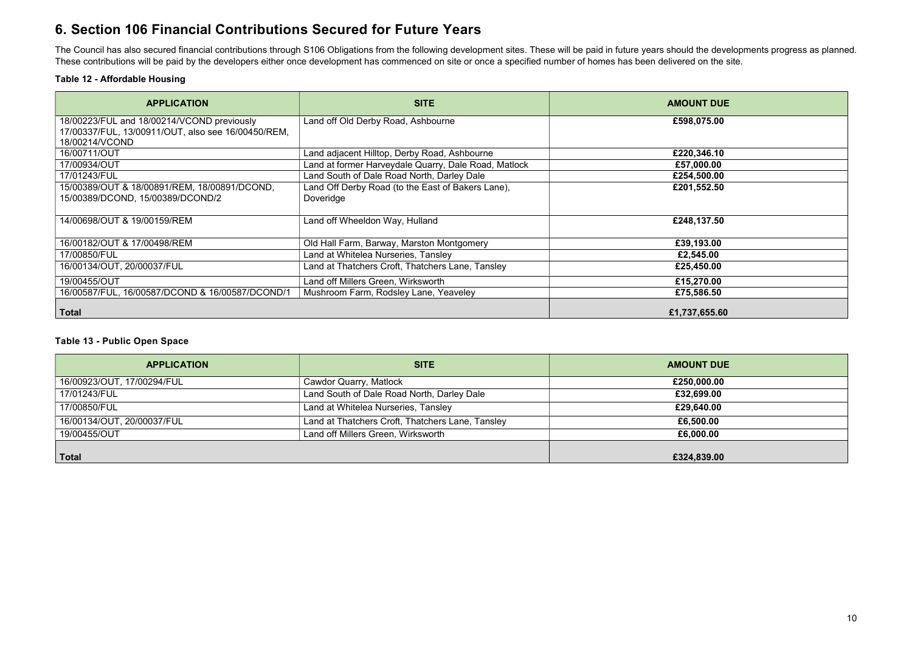# 6. Section 106 Financial Contributions Secured for Future Years

The Council has also secured financial contributions through S106 Obligations from the following development sites. These will be paid in future years should the developments progress as planned. These contributions will be paid by the developers either once development has commenced on site or once a specified number of homes has been delivered on the site.

**Table 12 - Affordable Housing**

| APPLICATION | SITE | AMOUNT DUE |
|---|---|---|
| 18/00223/FUL and 18/00214/VCOND previously 17/00337/FUL, 13/00911/OUT, also see 16/00450/REM, 18/00214/VCOND | Land off Old Derby Road, Ashbourne | **£598,075.00** |
| 16/00711/OUT | Land adjacent Hilltop, Derby Road, Ashbourne | **£220,346.10** |
| 17/00934/OUT | Land at former Harveydale Quarry, Dale Road, Matlock | **£57,000.00** |
| 17/01243/FUL | Land South of Dale Road North, Darley Dale | **£254,500.00** |
| 15/00389/OUT & 18/00891/REM, 18/00891/DCOND, 15/00389/DCOND, 15/00389/DCOND/2 | Land Off Derby Road (to the East of Bakers Lane), Doveridge | **£201,552.50** |
| 14/00698/OUT & 19/00159/REM | Land off Wheeldon Way, Hulland | **£248,137.50** |
| 16/00182/OUT & 17/00498/REM | Old Hall Farm, Barway, Marston Montgomery | **£39,193.00** |
| 17/00850/FUL | Land at Whitelea Nurseries, Tansley | **£2,545.00** |
| 16/00134/OUT, 20/00037/FUL | Land at Thatchers Croft, Thatchers Lane, Tansley | **£25,450.00** |
| 19/00455/OUT | Land off Millers Green, Wirksworth | **£15,270.00** |
| 16/00587/FUL, 16/00587/DCOND & 16/00587/DCOND/1 | Mushroom Farm, Rodsley Lane, Yeaveley | **£75,586.50** |
| **Total** | | **£1,737,655.60** |

**Table 13 - Public Open Space**

| APPLICATION | SITE | AMOUNT DUE |
|---|---|---|
| 16/00923/OUT, 17/00294/FUL | Cawdor Quarry, Matlock | **£250,000.00** |
| 17/01243/FUL | Land South of Dale Road North, Darley Dale | **£32,699.00** |
| 17/00850/FUL | Land at Whitelea Nurseries, Tansley | **£29,640.00** |
| 16/00134/OUT, 20/00037/FUL | Land at Thatchers Croft, Thatchers Lane, Tansley | **£6,500.00** |
| 19/00455/OUT | Land off Millers Green, Wirksworth | **£6,000.00** |
| **Total** | | **£324,839.00** |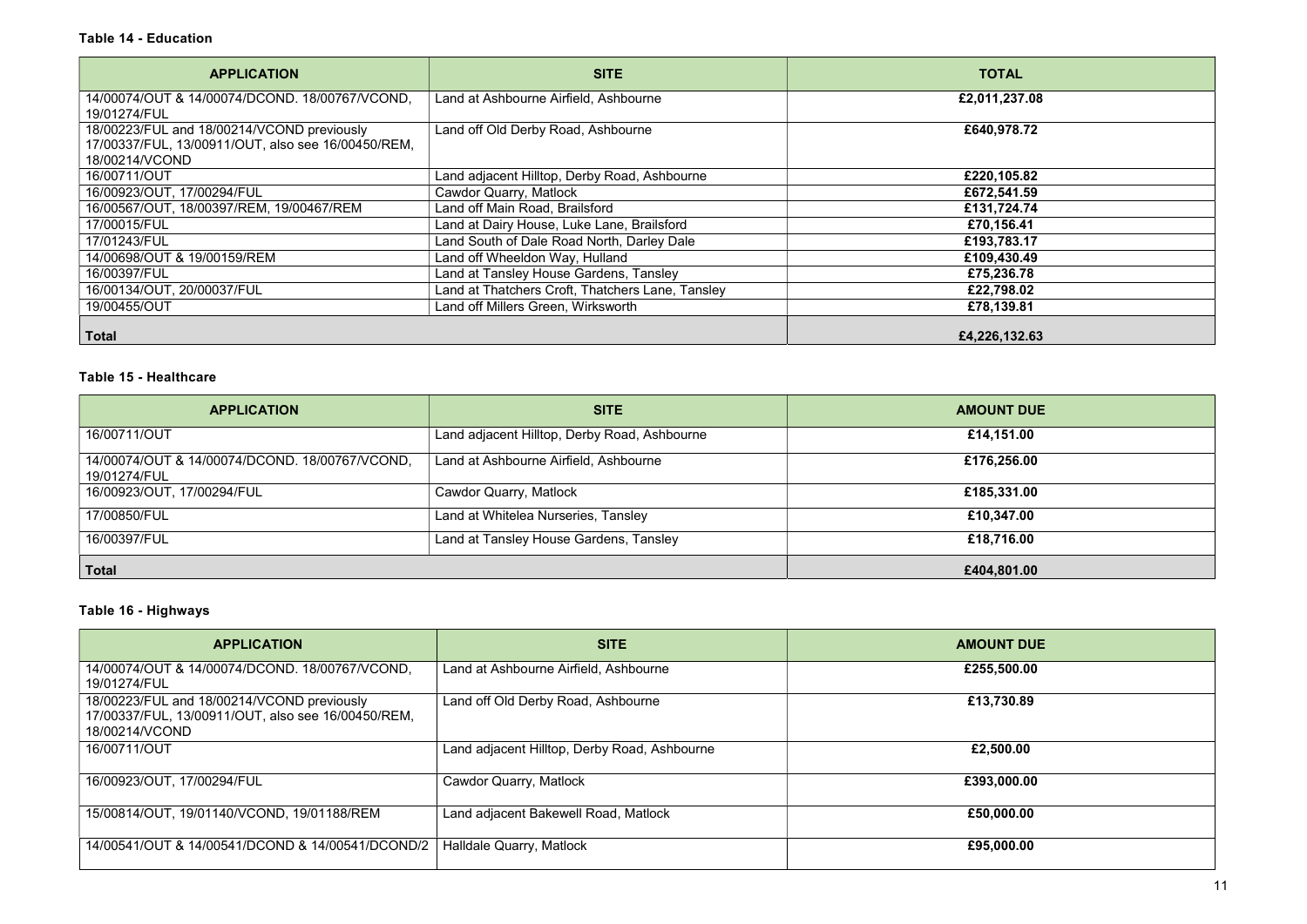**Table 14 - Education**

| APPLICATION | SITE | TOTAL |
|---|---|---|
| 14/00074/OUT & 14/00074/DCOND. 18/00767/VCOND, 19/01274/FUL | Land at Ashbourne Airfield, Ashbourne | £2,011,237.08 |
| 18/00223/FUL and 18/00214/VCOND previously 17/00337/FUL, 13/00911/OUT, also see 16/00450/REM, 18/00214/VCOND | Land off Old Derby Road, Ashbourne | £640,978.72 |
| 16/00711/OUT | Land adjacent Hilltop, Derby Road, Ashbourne | £220,105.82 |
| 16/00923/OUT, 17/00294/FUL | Cawdor Quarry, Matlock | £672,541.59 |
| 16/00567/OUT, 18/00397/REM, 19/00467/REM | Land off Main Road, Brailsford | £131,724.74 |
| 17/00015/FUL | Land at Dairy House, Luke Lane, Brailsford | £70,156.41 |
| 17/01243/FUL | Land South of Dale Road North, Darley Dale | £193,783.17 |
| 14/00698/OUT & 19/00159/REM | Land off Wheeldon Way, Hulland | £109,430.49 |
| 16/00397/FUL | Land at Tansley House Gardens, Tansley | £75,236.78 |
| 16/00134/OUT, 20/00037/FUL | Land at Thatchers Croft, Thatchers Lane, Tansley | £22,798.02 |
| 19/00455/OUT | Land off Millers Green, Wirksworth | £78,139.81 |
| **Total** | | **£4,226,132.63** |

**Table 15 - Healthcare**

| APPLICATION | SITE | AMOUNT DUE |
|---|---|---|
| 16/00711/OUT | Land adjacent Hilltop, Derby Road, Ashbourne | £14,151.00 |
| 14/00074/OUT & 14/00074/DCOND. 18/00767/VCOND, 19/01274/FUL | Land at Ashbourne Airfield, Ashbourne | £176,256.00 |
| 16/00923/OUT, 17/00294/FUL | Cawdor Quarry, Matlock | £185,331.00 |
| 17/00850/FUL | Land at Whitelea Nurseries, Tansley | £10,347.00 |
| 16/00397/FUL | Land at Tansley House Gardens, Tansley | £18,716.00 |
| **Total** | | **£404,801.00** |

**Table 16 - Highways**

| APPLICATION | SITE | AMOUNT DUE |
|---|---|---|
| 14/00074/OUT & 14/00074/DCOND. 18/00767/VCOND, 19/01274/FUL | Land at Ashbourne Airfield, Ashbourne | £255,500.00 |
| 18/00223/FUL and 18/00214/VCOND previously 17/00337/FUL, 13/00911/OUT, also see 16/00450/REM, 18/00214/VCOND | Land off Old Derby Road, Ashbourne | £13,730.89 |
| 16/00711/OUT | Land adjacent Hilltop, Derby Road, Ashbourne | £2,500.00 |
| 16/00923/OUT, 17/00294/FUL | Cawdor Quarry, Matlock | £393,000.00 |
| 15/00814/OUT, 19/01140/VCOND, 19/01188/REM | Land adjacent Bakewell Road, Matlock | £50,000.00 |
| 14/00541/OUT & 14/00541/DCOND & 14/00541/DCOND/2 | Halldale Quarry, Matlock | £95,000.00 |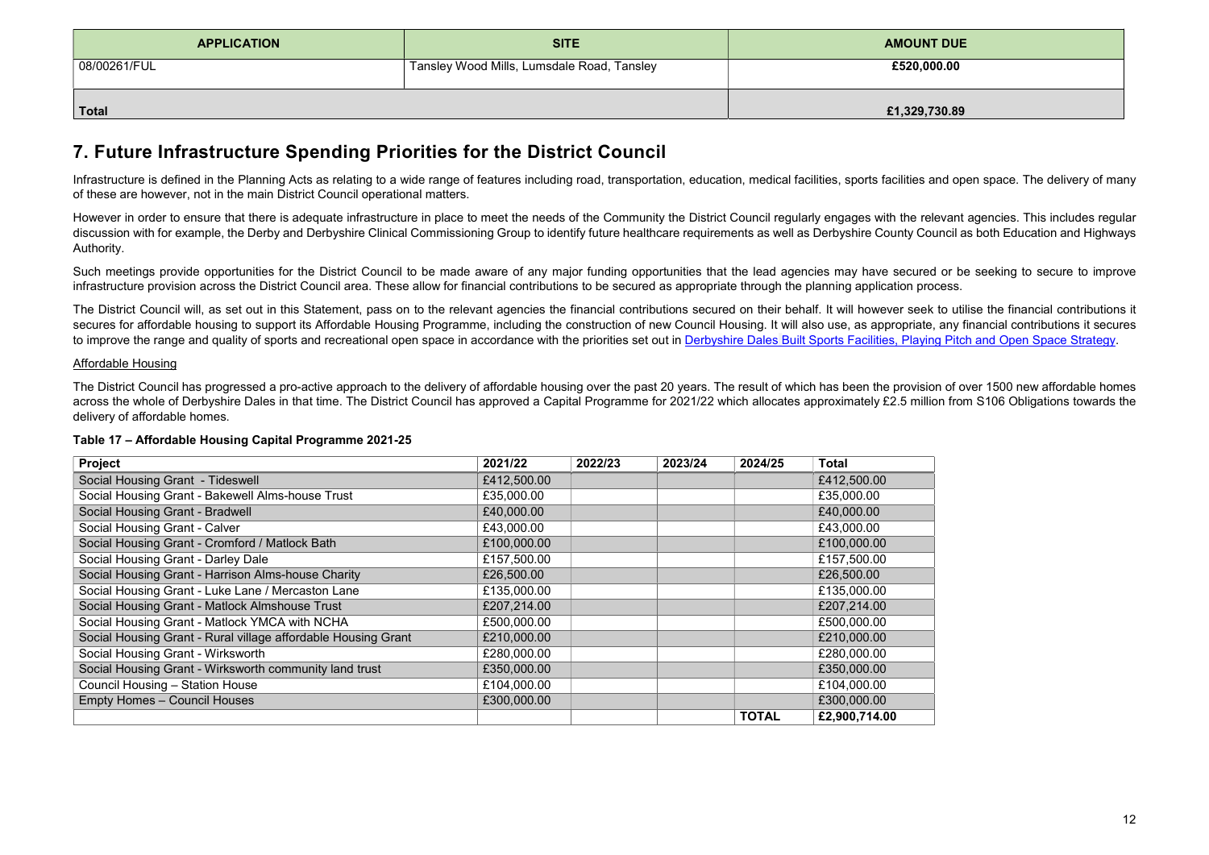| APPLICATION | SITE | AMOUNT DUE |
|---|---|---|
| 08/00261/FUL | Tansley Wood Mills, Lumsdale Road, Tansley | **£520,000.00** |
| **Total** | | **£1,329,730.89** |

## 7. Future Infrastructure Spending Priorities for the District Council

Infrastructure is defined in the Planning Acts as relating to a wide range of features including road, transportation, education, medical facilities, sports facilities and open space. The delivery of many of these are however, not in the main District Council operational matters.

However in order to ensure that there is adequate infrastructure in place to meet the needs of the Community the District Council regularly engages with the relevant agencies. This includes regular discussion with for example, the Derby and Derbyshire Clinical Commissioning Group to identify future healthcare requirements as well as Derbyshire County Council as both Education and Highways Authority.

Such meetings provide opportunities for the District Council to be made aware of any major funding opportunities that the lead agencies may have secured or be seeking to secure to improve infrastructure provision across the District Council area. These allow for financial contributions to be secured as appropriate through the planning application process.

The District Council will, as set out in this Statement, pass on to the relevant agencies the financial contributions secured on their behalf. It will however seek to utilise the financial contributions it secures for affordable housing to support its Affordable Housing Programme, including the construction of new Council Housing. It will also use, as appropriate, any financial contributions it secures to improve the range and quality of sports and recreational open space in accordance with the priorities set out in Derbyshire Dales Built Sports Facilities, Playing Pitch and Open Space Strategy.

### Affordable Housing

The District Council has progressed a pro-active approach to the delivery of affordable housing over the past 20 years. The result of which has been the provision of over 1500 new affordable homes across the whole of Derbyshire Dales in that time. The District Council has approved a Capital Programme for 2021/22 which allocates approximately £2.5 million from S106 Obligations towards the delivery of affordable homes.

**Table 17 – Affordable Housing Capital Programme 2021-25**

| Project | 2021/22 | 2022/23 | 2023/24 | 2024/25 | Total |
|---|---|---|---|---|---|
| Social Housing Grant - Tideswell | £412,500.00 | | | | £412,500.00 |
| Social Housing Grant - Bakewell Alms-house Trust | £35,000.00 | | | | £35,000.00 |
| Social Housing Grant - Bradwell | £40,000.00 | | | | £40,000.00 |
| Social Housing Grant - Calver | £43,000.00 | | | | £43,000.00 |
| Social Housing Grant - Cromford / Matlock Bath | £100,000.00 | | | | £100,000.00 |
| Social Housing Grant - Darley Dale | £157,500.00 | | | | £157,500.00 |
| Social Housing Grant - Harrison Alms-house Charity | £26,500.00 | | | | £26,500.00 |
| Social Housing Grant - Luke Lane / Mercaston Lane | £135,000.00 | | | | £135,000.00 |
| Social Housing Grant - Matlock Almshouse Trust | £207,214.00 | | | | £207,214.00 |
| Social Housing Grant - Matlock YMCA with NCHA | £500,000.00 | | | | £500,000.00 |
| Social Housing Grant - Rural village affordable Housing Grant | £210,000.00 | | | | £210,000.00 |
| Social Housing Grant - Wirksworth | £280,000.00 | | | | £280,000.00 |
| Social Housing Grant - Wirksworth community land trust | £350,000.00 | | | | £350,000.00 |
| Council Housing – Station House | £104,000.00 | | | | £104,000.00 |
| Empty Homes – Council Houses | £300,000.00 | | | | £300,000.00 |
| | | | | **TOTAL** | **£2,900,714.00** |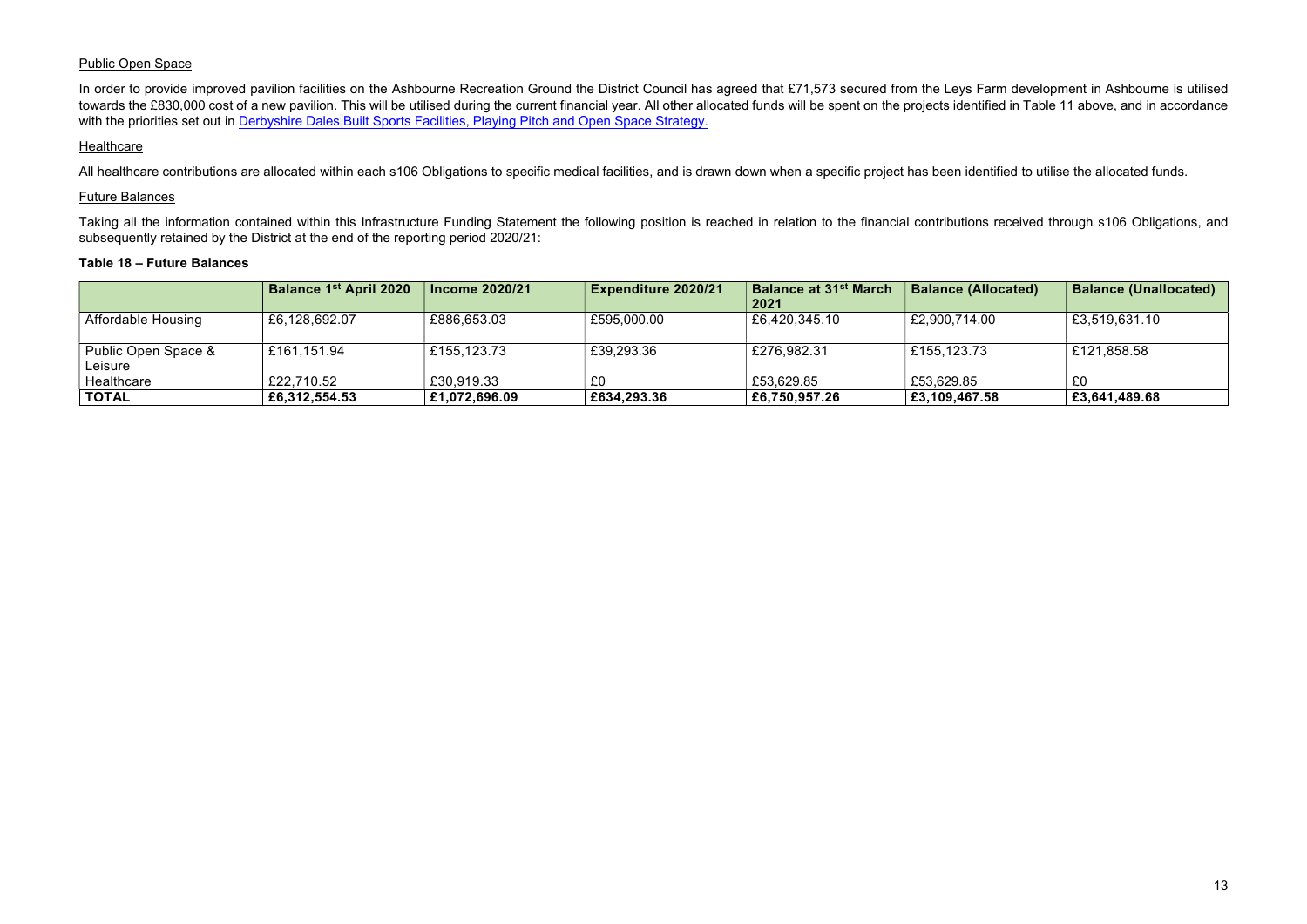### Public Open Space

In order to provide improved pavilion facilities on the Ashbourne Recreation Ground the District Council has agreed that £71,573 secured from the Leys Farm development in Ashbourne is utilised towards the £830,000 cost of a new pavilion. This will be utilised during the current financial year. All other allocated funds will be spent on the projects identified in Table 11 above, and in accordance with the priorities set out in [Derbyshire Dales Built Sports Facilities, Playing Pitch and Open Space Strategy.]

### Healthcare

All healthcare contributions are allocated within each s106 Obligations to specific medical facilities, and is drawn down when a specific project has been identified to utilise the allocated funds.

### Future Balances

Taking all the information contained within this Infrastructure Funding Statement the following position is reached in relation to the financial contributions received through s106 Obligations, and subsequently retained by the District at the end of the reporting period 2020/21:

**Table 18 – Future Balances**

| | Balance 1st April 2020 | Income 2020/21 | Expenditure 2020/21 | Balance at 31st March 2021 | Balance (Allocated) | Balance (Unallocated) |
|---|---|---|---|---|---|---|
| Affordable Housing | £6,128,692.07 | £886,653.03 | £595,000.00 | £6,420,345.10 | £2,900,714.00 | £3,519,631.10 |
| Public Open Space & Leisure | £161,151.94 | £155,123.73 | £39,293.36 | £276,982.31 | £155,123.73 | £121,858.58 |
| Healthcare | £22,710.52 | £30,919.33 | £0 | £53,629.85 | £53,629.85 | £0 |
| **TOTAL** | **£6,312,554.53** | **£1,072,696.09** | **£634,293.36** | **£6,750,957.26** | **£3,109,467.58** | **£3,641,489.68** |